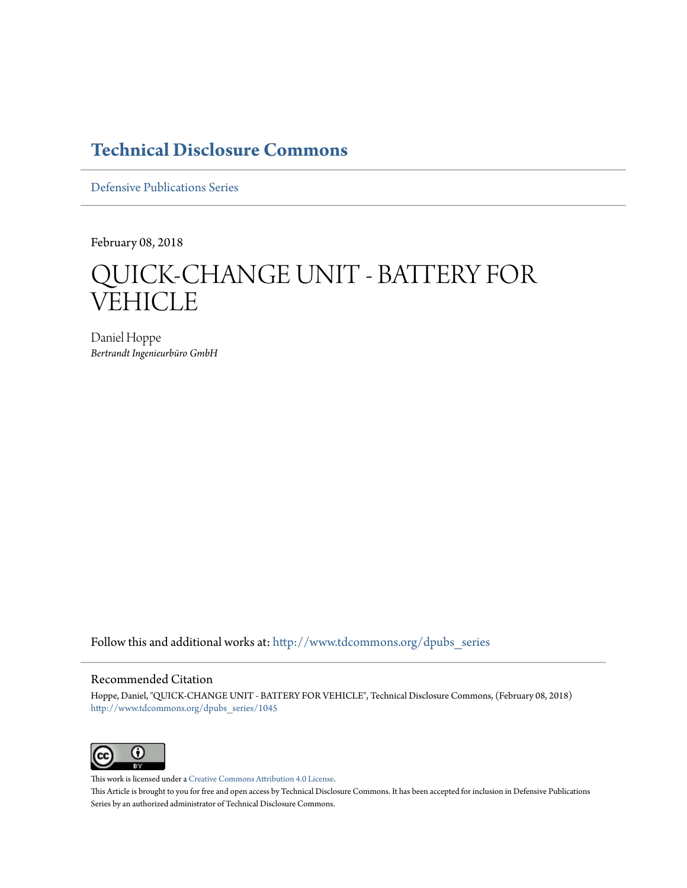# Technical Disclosure Commons

Defensive Publications Series

February 08, 2018

# QUICK-CHANGE UNIT - BATTERY FOR VEHICLE

Daniel Hoppe

*Bertrandt Ingenieurbüro GmbH*

Follow this and additional works at: http://www.tdcommons.org/dpubs_series

## Recommended Citation

Hoppe, Daniel, "QUICK-CHANGE UNIT - BATTERY FOR VEHICLE", Technical Disclosure Commons, (February 08, 2018)
http://www.tdcommons.org/dpubs_series/1045

This work is licensed under a Creative Commons Attribution 4.0 License.

This Article is brought to you for free and open access by Technical Disclosure Commons. It has been accepted for inclusion in Defensive Publications Series by an authorized administrator of Technical Disclosure Commons.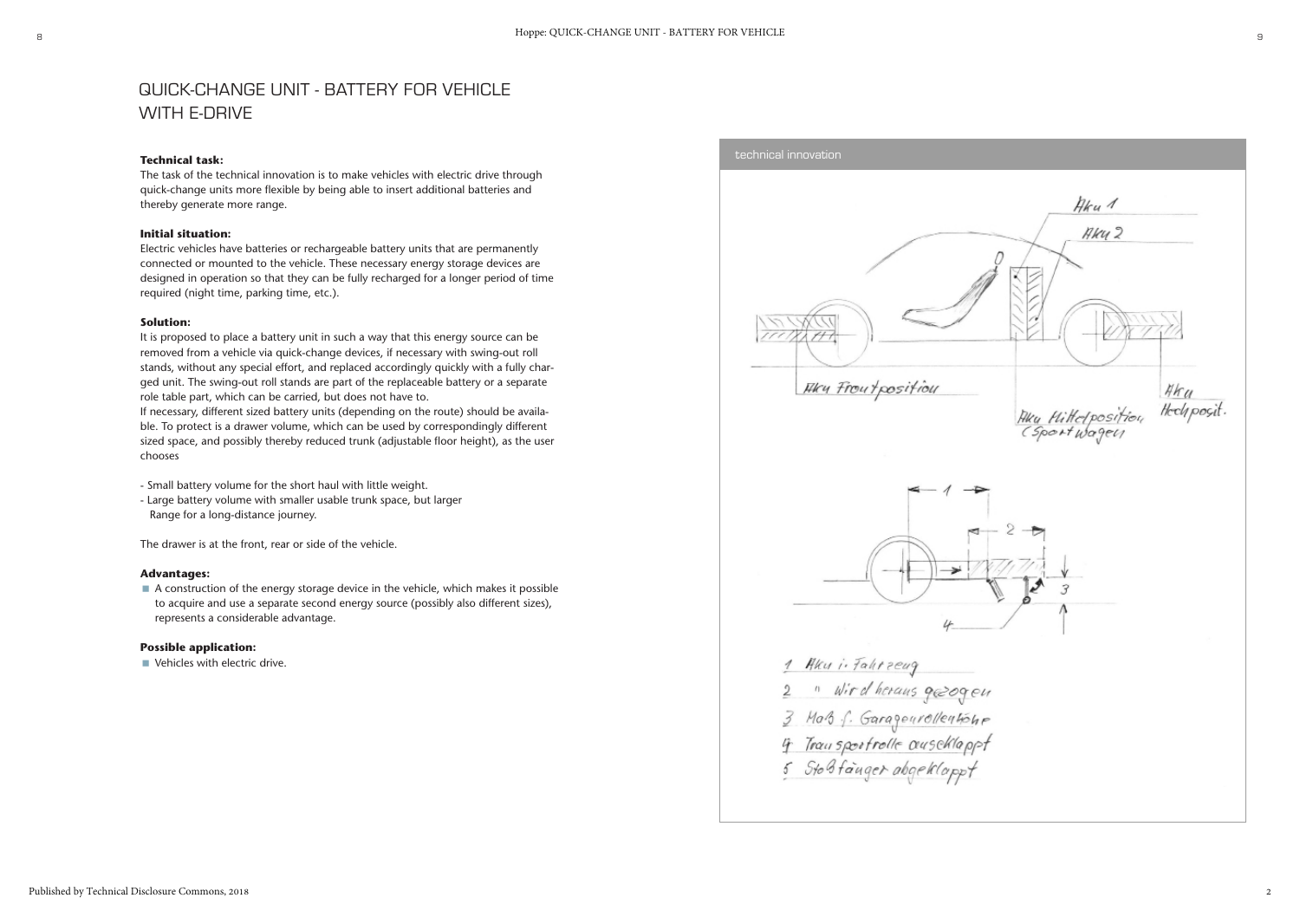# QUICK-CHANGE UNIT - BATTERY FOR VEHICLE WITH E-DRIVE

**Technical task:**

The task of the technical innovation is to make vehicles with electric drive through quick-change units more flexible by being able to insert additional batteries and thereby generate more range.

**Initial situation:**

Electric vehicles have batteries or rechargeable battery units that are permanently connected or mounted to the vehicle. These necessary energy storage devices are designed in operation so that they can be fully recharged for a longer period of time required (night time, parking time, etc.).

**Solution:**

It is proposed to place a battery unit in such a way that this energy source can be removed from a vehicle via quick-change devices, if necessary with swing-out roll stands, without any special effort, and replaced accordingly quickly with a fully charged unit. The swing-out roll stands are part of the replaceable battery or a separate role table part, which can be carried, but does not have to.

If necessary, different sized battery units (depending on the route) should be available. To protect is a drawer volume, which can be used by correspondingly different sized space, and possibly thereby reduced trunk (adjustable floor height), as the user chooses

- Small battery volume for the short haul with little weight.
- Large battery volume with smaller usable trunk space, but larger Range for a long-distance journey.

The drawer is at the front, rear or side of the vehicle.

**Advantages:**

- A construction of the energy storage device in the vehicle, which makes it possible to acquire and use a separate second energy source (possibly also different sizes), represents a considerable advantage.

**Possible application:**

- Vehicles with electric drive.

technical innovation

Aku 1
Aku 2
Aku Frontposition
Aku Mittelposition (Sportwagen)
Aku Heckposit.

1
2
3
4

1 Aku i. Fahrzeug
2 " wird heraus gezogen
3 Maß f. Garagenrollenhöhe
4 Transportrolle ausgeklappt
5 Stoßfänger abgeklappt